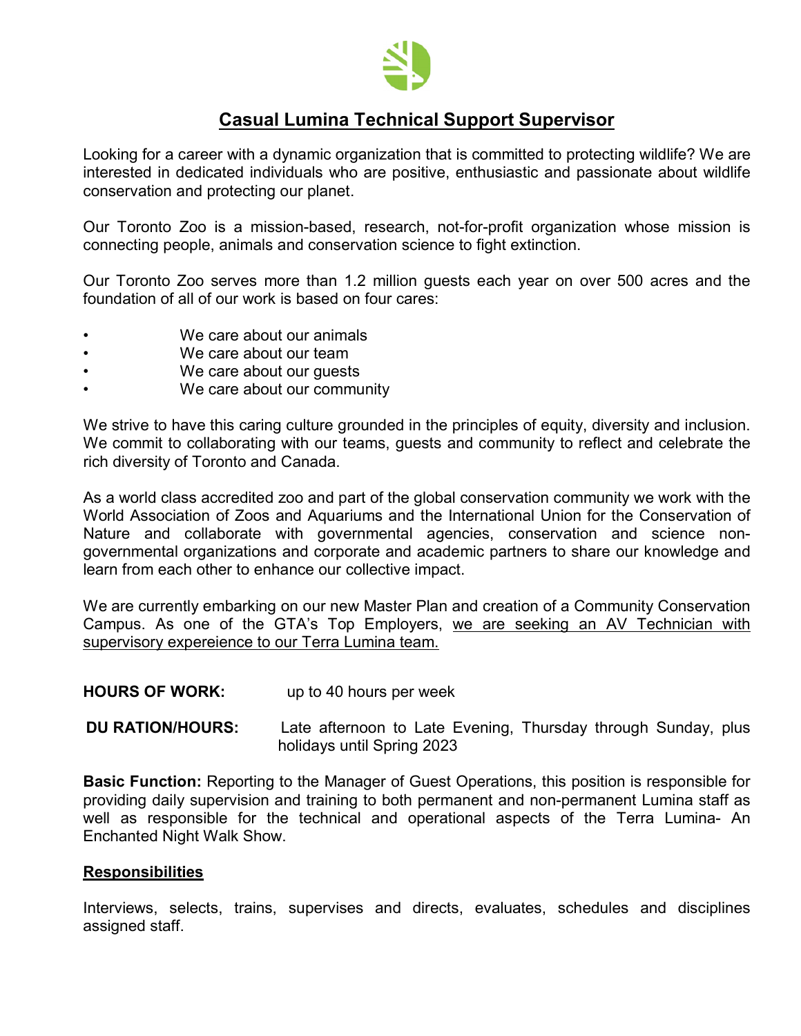# Casual Lumina Technical Support Supervisor

Looking for a career with a dynamic organization that is committed to protecting wildlife? We are interested in dedicated individuals who are positive, enthusiastic and passionate about wildlife conservation and protecting our planet.

Our Toronto Zoo is a mission-based, research, not-for-profit organization whose mission is connecting people, animals and conservation science to fight extinction.

Our Toronto Zoo serves more than 1.2 million guests each year on over 500 acres and the foundation of all of our work is based on four cares:

- We care about our animals
- We care about our team
- We care about our guests
- We care about our community

We strive to have this caring culture grounded in the principles of equity, diversity and inclusion. We commit to collaborating with our teams, guests and community to reflect and celebrate the rich diversity of Toronto and Canada.

As a world class accredited zoo and part of the global conservation community we work with the World Association of Zoos and Aquariums and the International Union for the Conservation of Nature and collaborate with governmental agencies, conservation and science non-governmental organizations and corporate and academic partners to share our knowledge and learn from each other to enhance our collective impact.

We are currently embarking on our new Master Plan and creation of a Community Conservation Campus. As one of the GTA's Top Employers, we are seeking an AV Technician with supervisory expereience to our Terra Lumina team.

**HOURS OF WORK:** up to 40 hours per week

**DU RATION/HOURS:** Late afternoon to Late Evening, Thursday through Sunday, plus holidays until Spring 2023

**Basic Function:** Reporting to the Manager of Guest Operations, this position is responsible for providing daily supervision and training to both permanent and non-permanent Lumina staff as well as responsible for the technical and operational aspects of the Terra Lumina- An Enchanted Night Walk Show.

## Responsibilities

Interviews, selects, trains, supervises and directs, evaluates, schedules and disciplines assigned staff.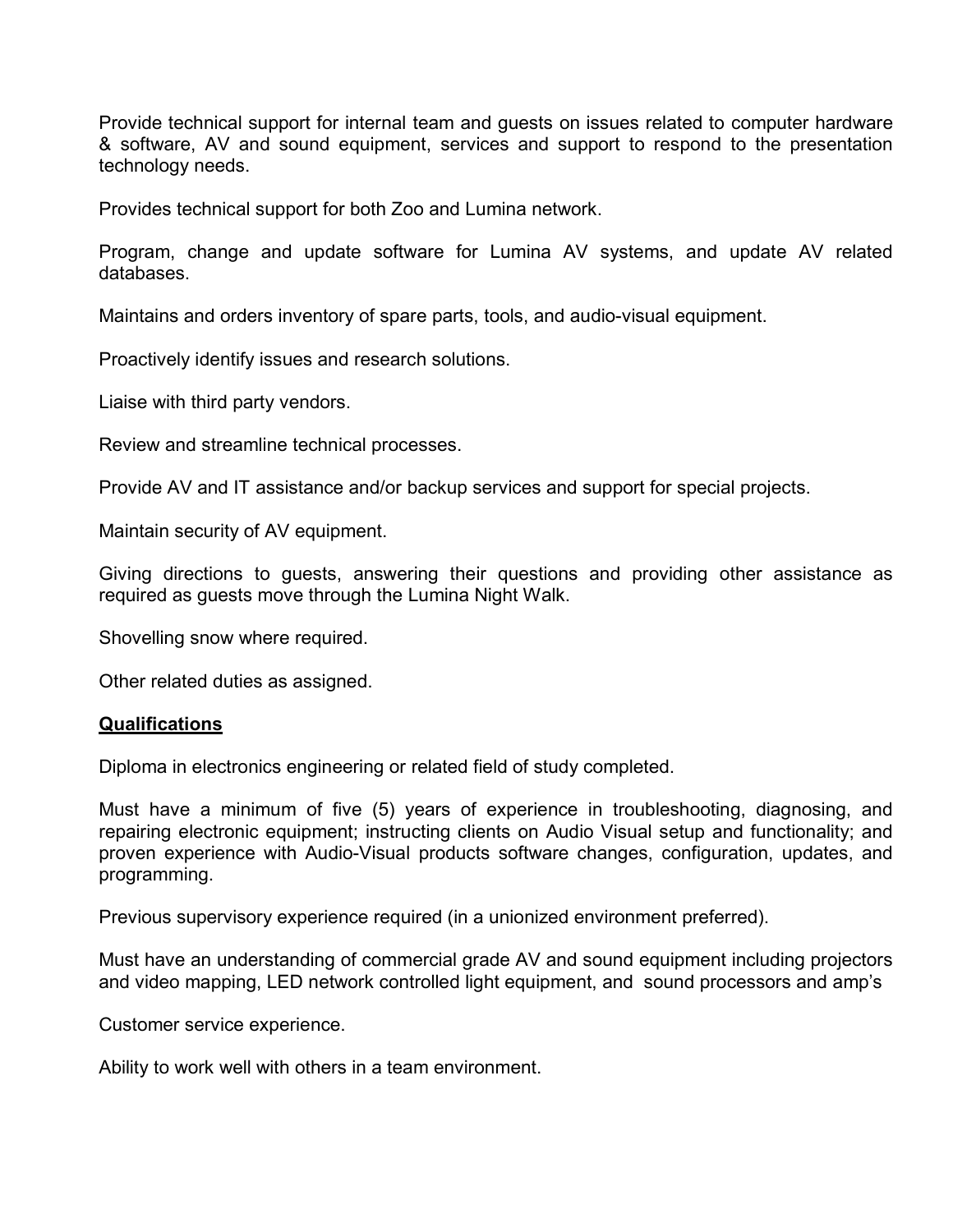Provide technical support for internal team and guests on issues related to computer hardware & software, AV and sound equipment, services and support to respond to the presentation technology needs.

Provides technical support for both Zoo and Lumina network.

Program, change and update software for Lumina AV systems, and update AV related databases.

Maintains and orders inventory of spare parts, tools, and audio-visual equipment.

Proactively identify issues and research solutions.

Liaise with third party vendors.

Review and streamline technical processes.

Provide AV and IT assistance and/or backup services and support for special projects.

Maintain security of AV equipment.

Giving directions to guests, answering their questions and providing other assistance as required as guests move through the Lumina Night Walk.

Shovelling snow where required.

Other related duties as assigned.

## Qualifications

Diploma in electronics engineering or related field of study completed.

Must have a minimum of five (5) years of experience in troubleshooting, diagnosing, and repairing electronic equipment; instructing clients on Audio Visual setup and functionality; and proven experience with Audio-Visual products software changes, configuration, updates, and programming.

Previous supervisory experience required (in a unionized environment preferred).

Must have an understanding of commercial grade AV and sound equipment including projectors and video mapping, LED network controlled light equipment, and sound processors and amp's

Customer service experience.

Ability to work well with others in a team environment.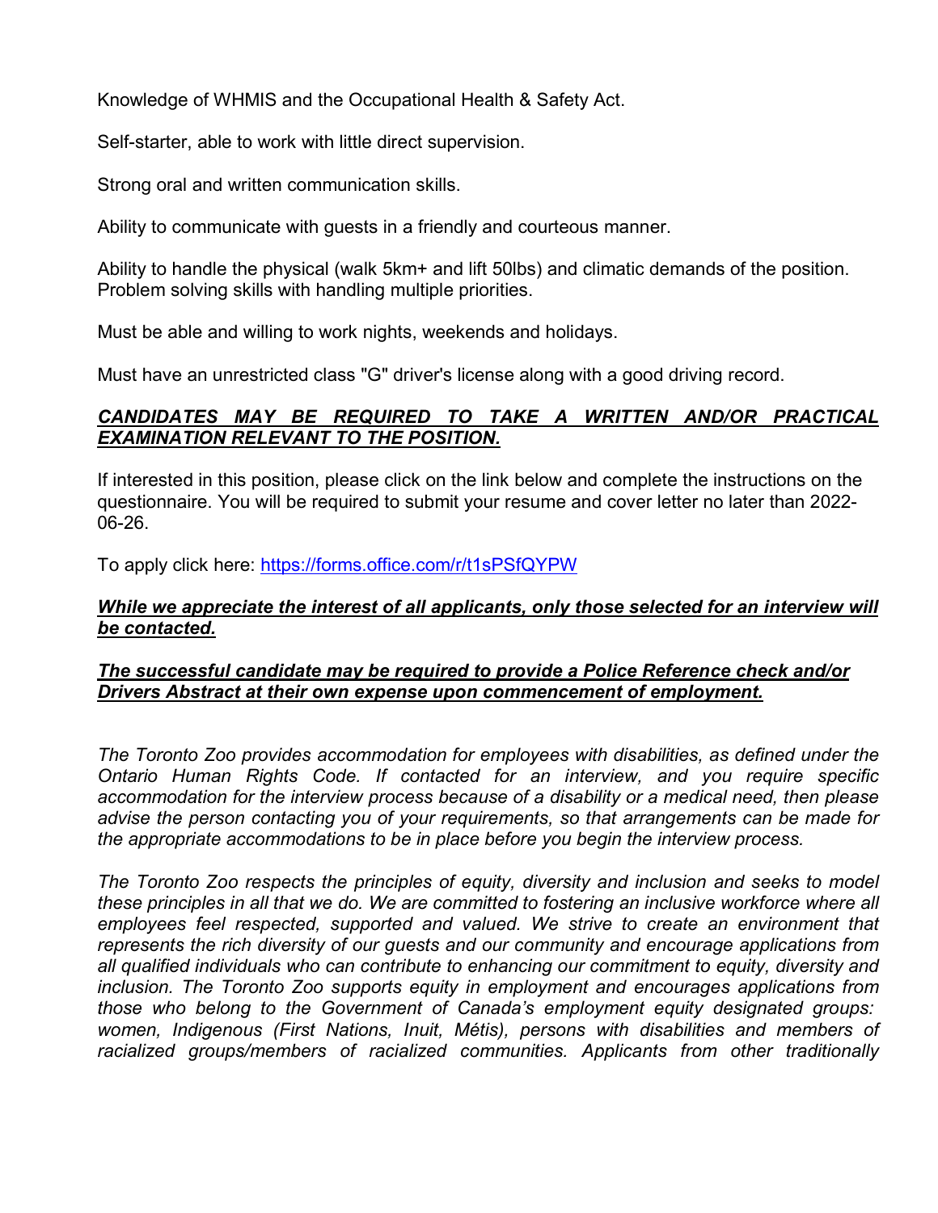Knowledge of WHMIS and the Occupational Health & Safety Act.

Self-starter, able to work with little direct supervision.

Strong oral and written communication skills.

Ability to communicate with guests in a friendly and courteous manner.

Ability to handle the physical (walk 5km+ and lift 50lbs) and climatic demands of the position. Problem solving skills with handling multiple priorities.

Must be able and willing to work nights, weekends and holidays.

Must have an unrestricted class "G" driver's license along with a good driving record.

***CANDIDATES MAY BE REQUIRED TO TAKE A WRITTEN AND/OR PRACTICAL EXAMINATION RELEVANT TO THE POSITION.***

If interested in this position, please click on the link below and complete the instructions on the questionnaire. You will be required to submit your resume and cover letter no later than 2022-06-26.

To apply click here: [https://forms.office.com/r/t1sPSfQYPW](https://forms.office.com/r/t1sPSfQYPW)

***While we appreciate the interest of all applicants, only those selected for an interview will be contacted.***

***The successful candidate may be required to provide a Police Reference check and/or Drivers Abstract at their own expense upon commencement of employment.***

*The Toronto Zoo provides accommodation for employees with disabilities, as defined under the Ontario Human Rights Code. If contacted for an interview, and you require specific accommodation for the interview process because of a disability or a medical need, then please advise the person contacting you of your requirements, so that arrangements can be made for the appropriate accommodations to be in place before you begin the interview process.*

*The Toronto Zoo respects the principles of equity, diversity and inclusion and seeks to model these principles in all that we do. We are committed to fostering an inclusive workforce where all employees feel respected, supported and valued. We strive to create an environment that represents the rich diversity of our guests and our community and encourage applications from all qualified individuals who can contribute to enhancing our commitment to equity, diversity and inclusion. The Toronto Zoo supports equity in employment and encourages applications from those who belong to the Government of Canada's employment equity designated groups: women, Indigenous (First Nations, Inuit, Métis), persons with disabilities and members of racialized groups/members of racialized communities. Applicants from other traditionally*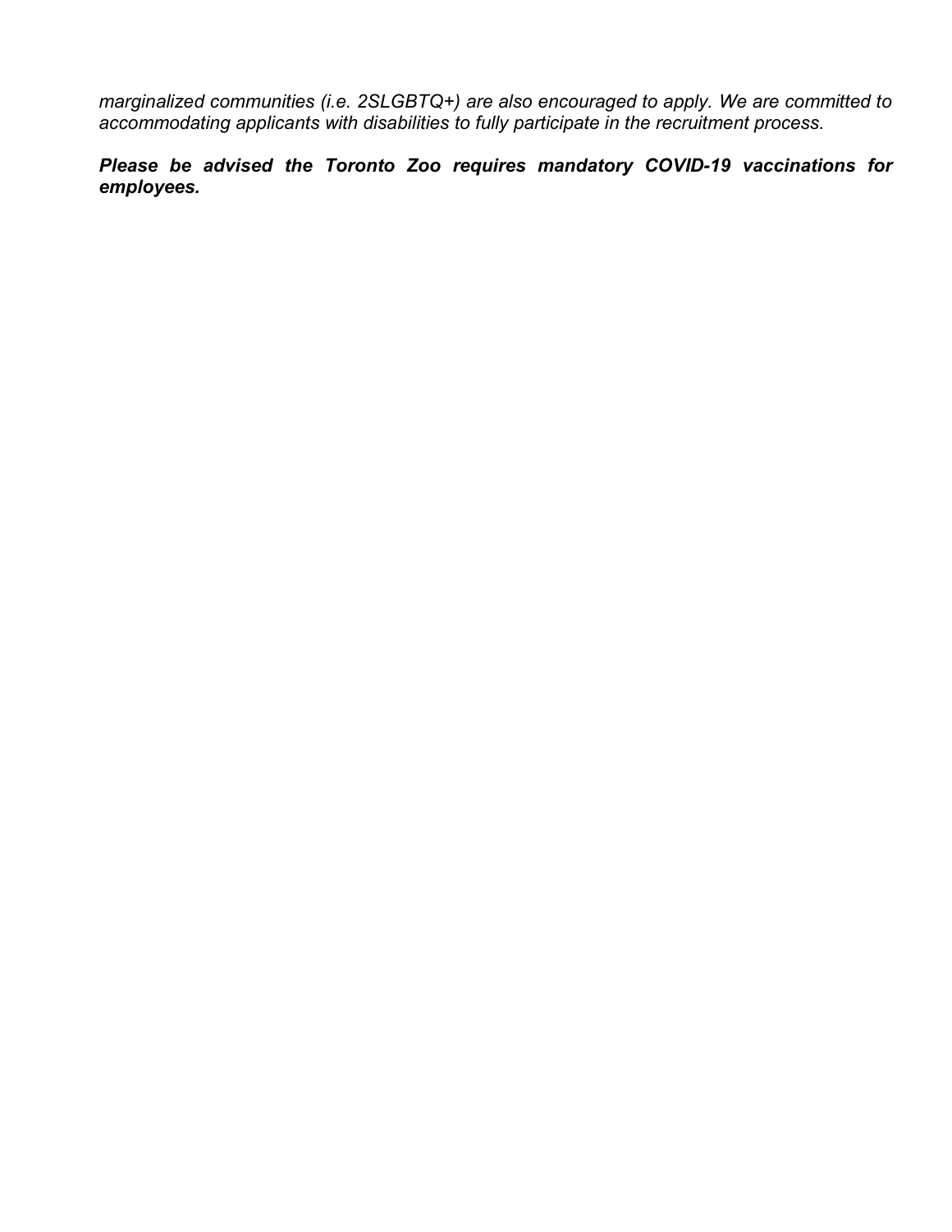*marginalized communities (i.e. 2SLGBTQ+) are also encouraged to apply. We are committed to accommodating applicants with disabilities to fully participate in the recruitment process.*

***Please be advised the Toronto Zoo requires mandatory COVID-19 vaccinations for employees.***